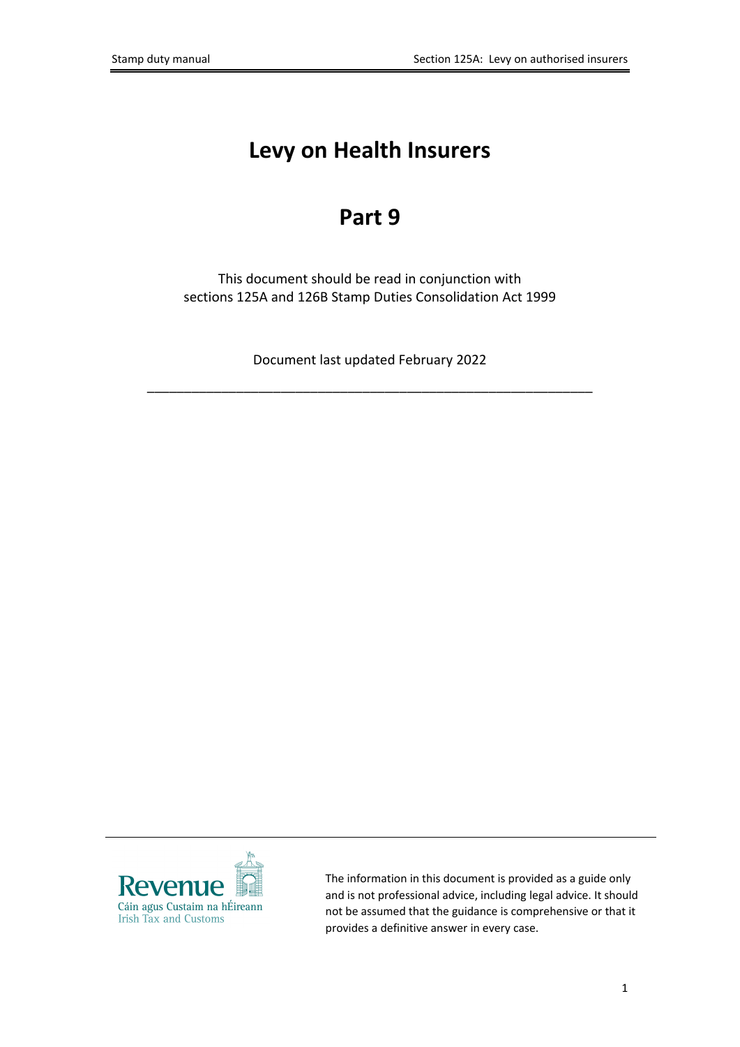# Levy on Health Insurers

# Part 9

This document should be read in conjunction with sections 125A and 126B Stamp Duties Consolidation Act 1999

Document last updated February 2022

---

Revenue
Cáin agus Custaim na hÉireann
Irish Tax and Customs

The information in this document is provided as a guide only and is not professional advice, including legal advice. It should not be assumed that the guidance is comprehensive or that it provides a definitive answer in every case.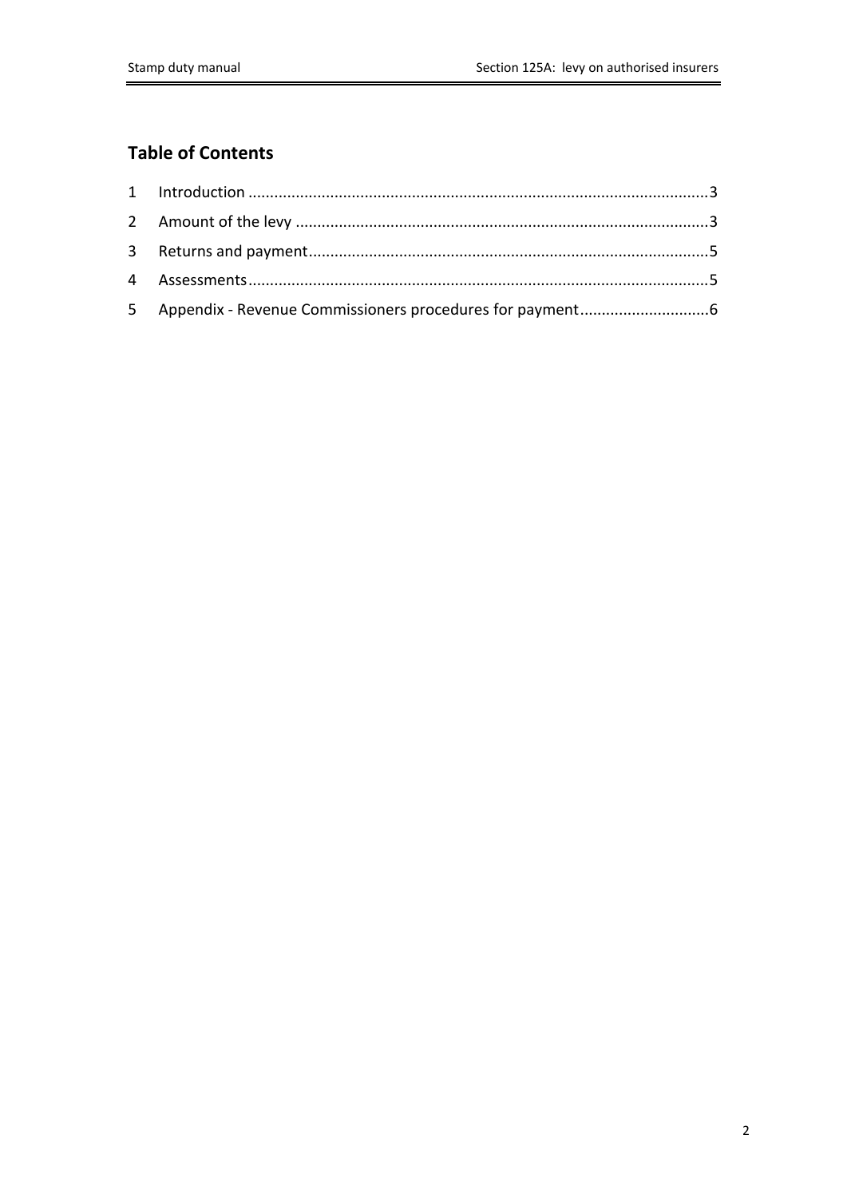## Table of Contents

1 Introduction ..........................................................................................................3

2 Amount of the levy ................................................................................................3

3 Returns and payment.............................................................................................5

4 Assessments...........................................................................................................5

5 Appendix - Revenue Commissioners procedures for payment..............................6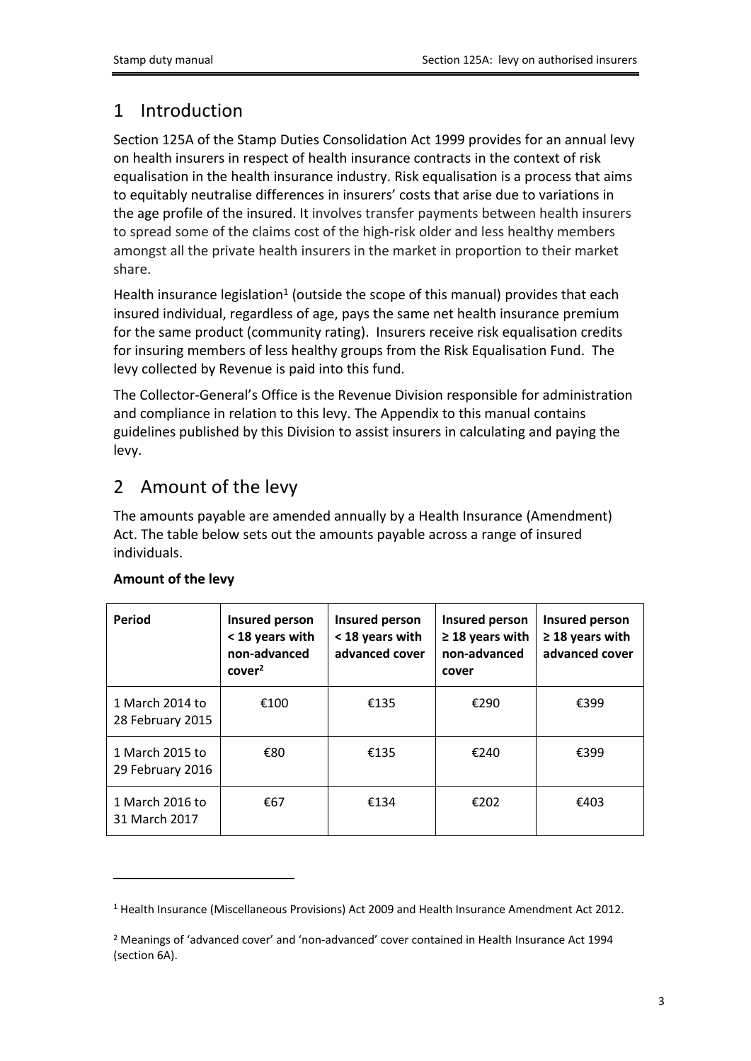# 1 Introduction

Section 125A of the Stamp Duties Consolidation Act 1999 provides for an annual levy on health insurers in respect of health insurance contracts in the context of risk equalisation in the health insurance industry. Risk equalisation is a process that aims to equitably neutralise differences in insurers' costs that arise due to variations in the age profile of the insured. It involves transfer payments between health insurers to spread some of the claims cost of the high-risk older and less healthy members amongst all the private health insurers in the market in proportion to their market share.

Health insurance legislation[1] (outside the scope of this manual) provides that each insured individual, regardless of age, pays the same net health insurance premium for the same product (community rating). Insurers receive risk equalisation credits for insuring members of less healthy groups from the Risk Equalisation Fund. The levy collected by Revenue is paid into this fund.

The Collector-General's Office is the Revenue Division responsible for administration and compliance in relation to this levy. The Appendix to this manual contains guidelines published by this Division to assist insurers in calculating and paying the levy.

# 2 Amount of the levy

The amounts payable are amended annually by a Health Insurance (Amendment) Act. The table below sets out the amounts payable across a range of insured individuals.

**Amount of the levy**

| Period | Insured person < 18 years with non-advanced cover[2] | Insured person < 18 years with advanced cover | Insured person ≥ 18 years with non-advanced cover | Insured person ≥ 18 years with advanced cover |
|---|---|---|---|---|
| 1 March 2014 to 28 February 2015 | €100 | €135 | €290 | €399 |
| 1 March 2015 to 29 February 2016 | €80 | €135 | €240 | €399 |
| 1 March 2016 to 31 March 2017 | €67 | €134 | €202 | €403 |

[1] Health Insurance (Miscellaneous Provisions) Act 2009 and Health Insurance Amendment Act 2012.

[2] Meanings of 'advanced cover' and 'non-advanced' cover contained in Health Insurance Act 1994 (section 6A).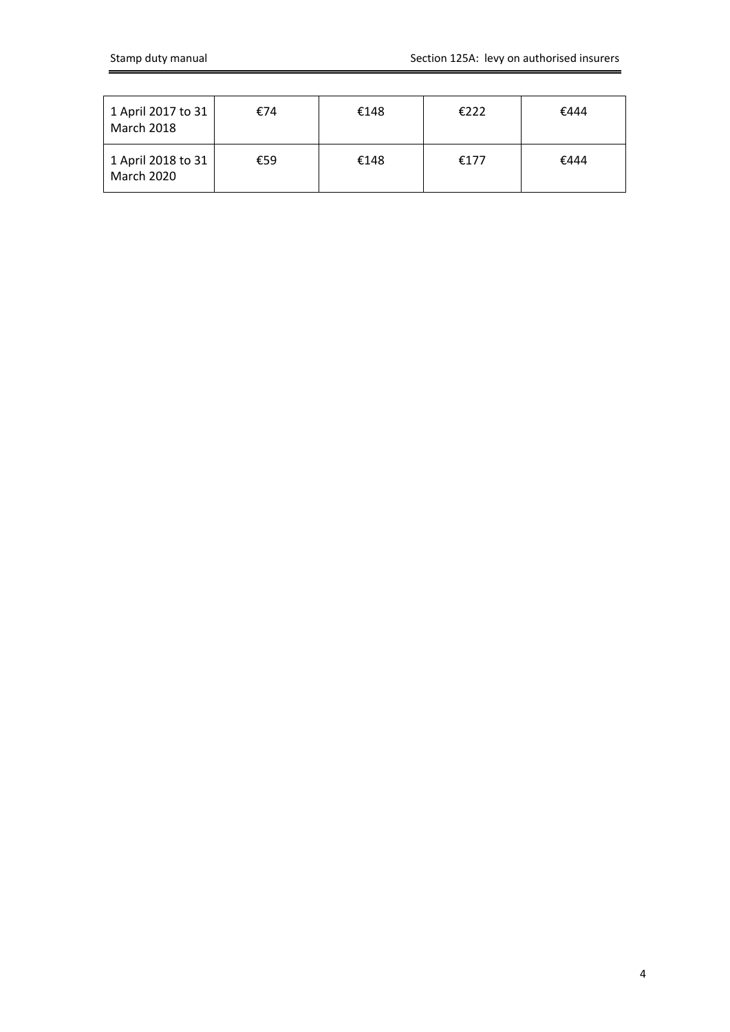| 1 April 2017 to 31 March 2018 | €74 | €148 | €222 | €444 |
|---|---|---|---|---|
| 1 April 2018 to 31 March 2020 | €59 | €148 | €177 | €444 |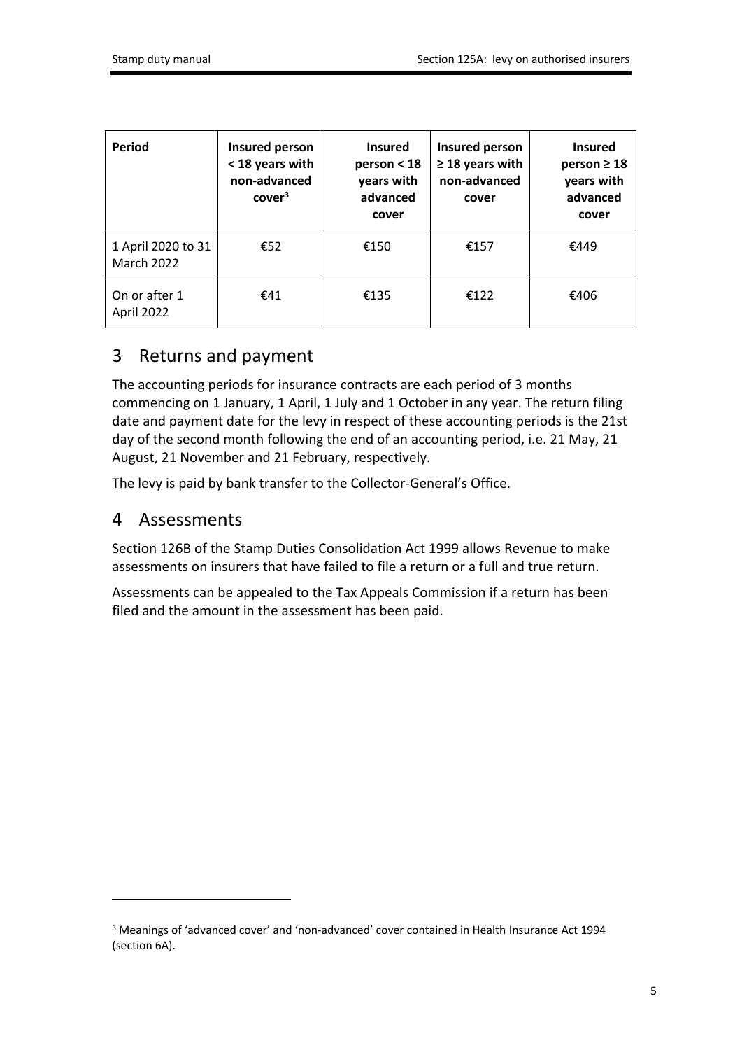| Period | Insured person < 18 years with non-advanced cover[3] | Insured person < 18 years with advanced cover | Insured person ≥ 18 years with non-advanced cover | Insured person ≥ 18 years with advanced cover |
|---|---|---|---|---|
| 1 April 2020 to 31 March 2022 | €52 | €150 | €157 | €449 |
| On or after 1 April 2022 | €41 | €135 | €122 | €406 |

## 3 Returns and payment

The accounting periods for insurance contracts are each period of 3 months commencing on 1 January, 1 April, 1 July and 1 October in any year. The return filing date and payment date for the levy in respect of these accounting periods is the 21st day of the second month following the end of an accounting period, i.e. 21 May, 21 August, 21 November and 21 February, respectively.

The levy is paid by bank transfer to the Collector-General's Office.

## 4 Assessments

Section 126B of the Stamp Duties Consolidation Act 1999 allows Revenue to make assessments on insurers that have failed to file a return or a full and true return.

Assessments can be appealed to the Tax Appeals Commission if a return has been filed and the amount in the assessment has been paid.

---

[3] Meanings of 'advanced cover' and 'non-advanced' cover contained in Health Insurance Act 1994 (section 6A).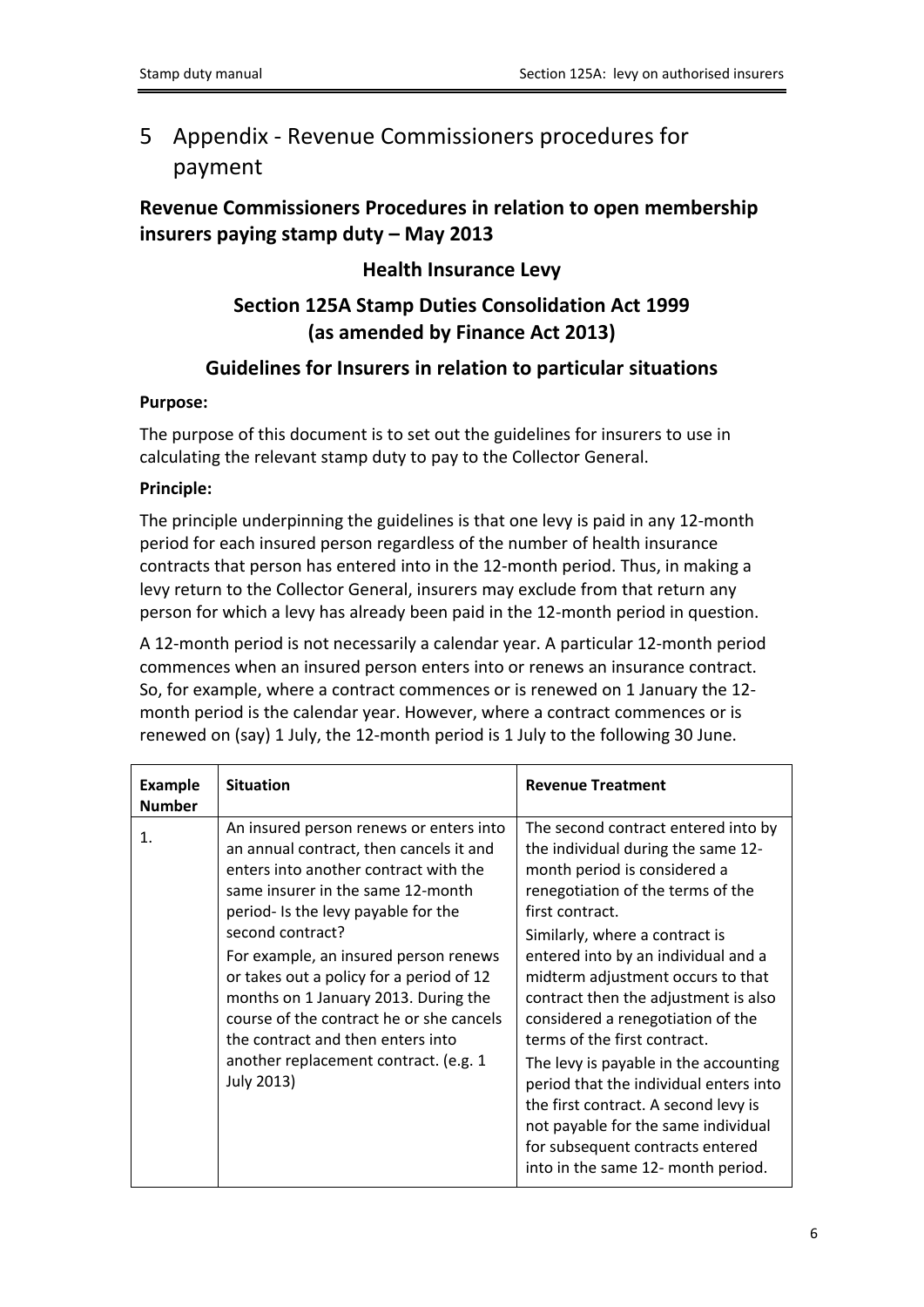# 5 Appendix - Revenue Commissioners procedures for payment

## Revenue Commissioners Procedures in relation to open membership insurers paying stamp duty – May 2013

### Health Insurance Levy

### Section 125A Stamp Duties Consolidation Act 1999 (as amended by Finance Act 2013)

### Guidelines for Insurers in relation to particular situations

**Purpose:**

The purpose of this document is to set out the guidelines for insurers to use in calculating the relevant stamp duty to pay to the Collector General.

**Principle:**

The principle underpinning the guidelines is that one levy is paid in any 12-month period for each insured person regardless of the number of health insurance contracts that person has entered into in the 12-month period. Thus, in making a levy return to the Collector General, insurers may exclude from that return any person for which a levy has already been paid in the 12-month period in question.

A 12-month period is not necessarily a calendar year. A particular 12-month period commences when an insured person enters into or renews an insurance contract. So, for example, where a contract commences or is renewed on 1 January the 12-month period is the calendar year. However, where a contract commences or is renewed on (say) 1 July, the 12-month period is 1 July to the following 30 June.

| Example Number | Situation | Revenue Treatment |
|---|---|---|
| 1. | An insured person renews or enters into an annual contract, then cancels it and enters into another contract with the same insurer in the same 12-month period- Is the levy payable for the second contract?<br><br>For example, an insured person renews or takes out a policy for a period of 12 months on 1 January 2013. During the course of the contract he or she cancels the contract and then enters into another replacement contract. (e.g. 1 July 2013) | The second contract entered into by the individual during the same 12-month period is considered a renegotiation of the terms of the first contract.<br><br>Similarly, where a contract is entered into by an individual and a midterm adjustment occurs to that contract then the adjustment is also considered a renegotiation of the terms of the first contract.<br><br>The levy is payable in the accounting period that the individual enters into the first contract. A second levy is not payable for the same individual for subsequent contracts entered into in the same 12- month period. |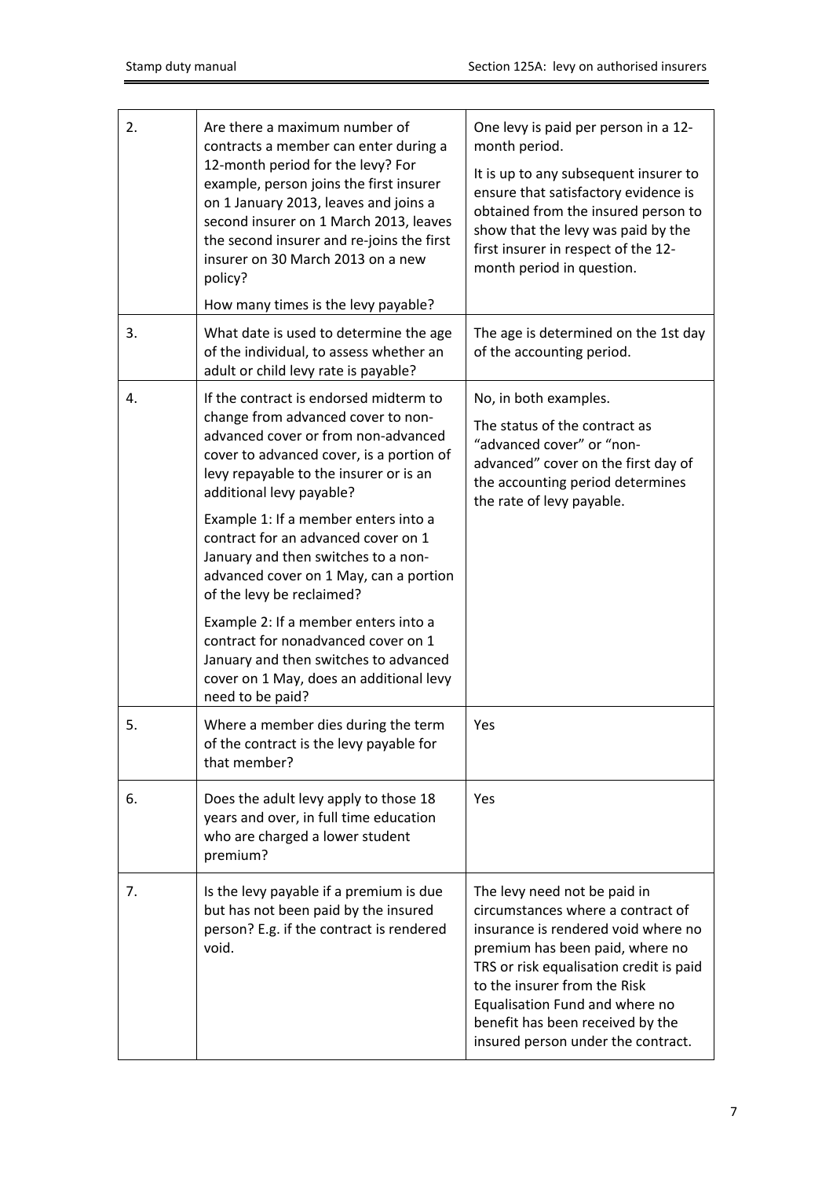| | | |
|---|---|---|
| 2. | Are there a maximum number of contracts a member can enter during a 12-month period for the levy? For example, person joins the first insurer on 1 January 2013, leaves and joins a second insurer on 1 March 2013, leaves the second insurer and re-joins the first insurer on 30 March 2013 on a new policy?<br><br>How many times is the levy payable? | One levy is paid per person in a 12-month period.<br><br>It is up to any subsequent insurer to ensure that satisfactory evidence is obtained from the insured person to show that the levy was paid by the first insurer in respect of the 12-month period in question. |
| 3. | What date is used to determine the age of the individual, to assess whether an adult or child levy rate is payable? | The age is determined on the 1st day of the accounting period. |
| 4. | If the contract is endorsed midterm to change from advanced cover to non-advanced cover or from non-advanced cover to advanced cover, is a portion of levy repayable to the insurer or is an additional levy payable?<br><br>Example 1: If a member enters into a contract for an advanced cover on 1 January and then switches to a non-advanced cover on 1 May, can a portion of the levy be reclaimed?<br><br>Example 2: If a member enters into a contract for nonadvanced cover on 1 January and then switches to advanced cover on 1 May, does an additional levy need to be paid? | No, in both examples.<br><br>The status of the contract as "advanced cover" or "non-advanced" cover on the first day of the accounting period determines the rate of levy payable. |
| 5. | Where a member dies during the term of the contract is the levy payable for that member? | Yes |
| 6. | Does the adult levy apply to those 18 years and over, in full time education who are charged a lower student premium? | Yes |
| 7. | Is the levy payable if a premium is due but has not been paid by the insured person? E.g. if the contract is rendered void. | The levy need not be paid in circumstances where a contract of insurance is rendered void where no premium has been paid, where no TRS or risk equalisation credit is paid to the insurer from the Risk Equalisation Fund and where no benefit has been received by the insured person under the contract. |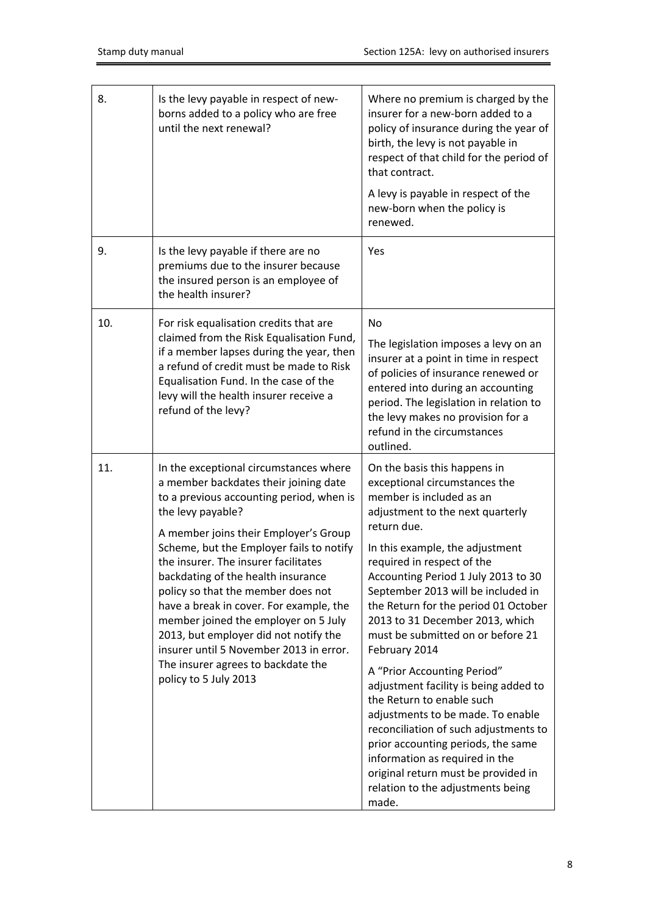| | | |
|---|---|---|
| 8. | Is the levy payable in respect of new-borns added to a policy who are free until the next renewal? | Where no premium is charged by the insurer for a new-born added to a policy of insurance during the year of birth, the levy is not payable in respect of that child for the period of that contract.<br><br>A levy is payable in respect of the new-born when the policy is renewed. |
| 9. | Is the levy payable if there are no premiums due to the insurer because the insured person is an employee of the health insurer? | Yes |
| 10. | For risk equalisation credits that are claimed from the Risk Equalisation Fund, if a member lapses during the year, then a refund of credit must be made to Risk Equalisation Fund. In the case of the levy will the health insurer receive a refund of the levy? | No<br><br>The legislation imposes a levy on an insurer at a point in time in respect of policies of insurance renewed or entered into during an accounting period. The legislation in relation to the levy makes no provision for a refund in the circumstances outlined. |
| 11. | In the exceptional circumstances where a member backdates their joining date to a previous accounting period, when is the levy payable?<br><br>A member joins their Employer's Group Scheme, but the Employer fails to notify the insurer. The insurer facilitates backdating of the health insurance policy so that the member does not have a break in cover. For example, the member joined the employer on 5 July 2013, but employer did not notify the insurer until 5 November 2013 in error. The insurer agrees to backdate the policy to 5 July 2013 | On the basis this happens in exceptional circumstances the member is included as an adjustment to the next quarterly return due.<br><br>In this example, the adjustment required in respect of the Accounting Period 1 July 2013 to 30 September 2013 will be included in the Return for the period 01 October 2013 to 31 December 2013, which must be submitted on or before 21 February 2014<br><br>A "Prior Accounting Period" adjustment facility is being added to the Return to enable such adjustments to be made. To enable reconciliation of such adjustments to prior accounting periods, the same information as required in the original return must be provided in relation to the adjustments being made. |